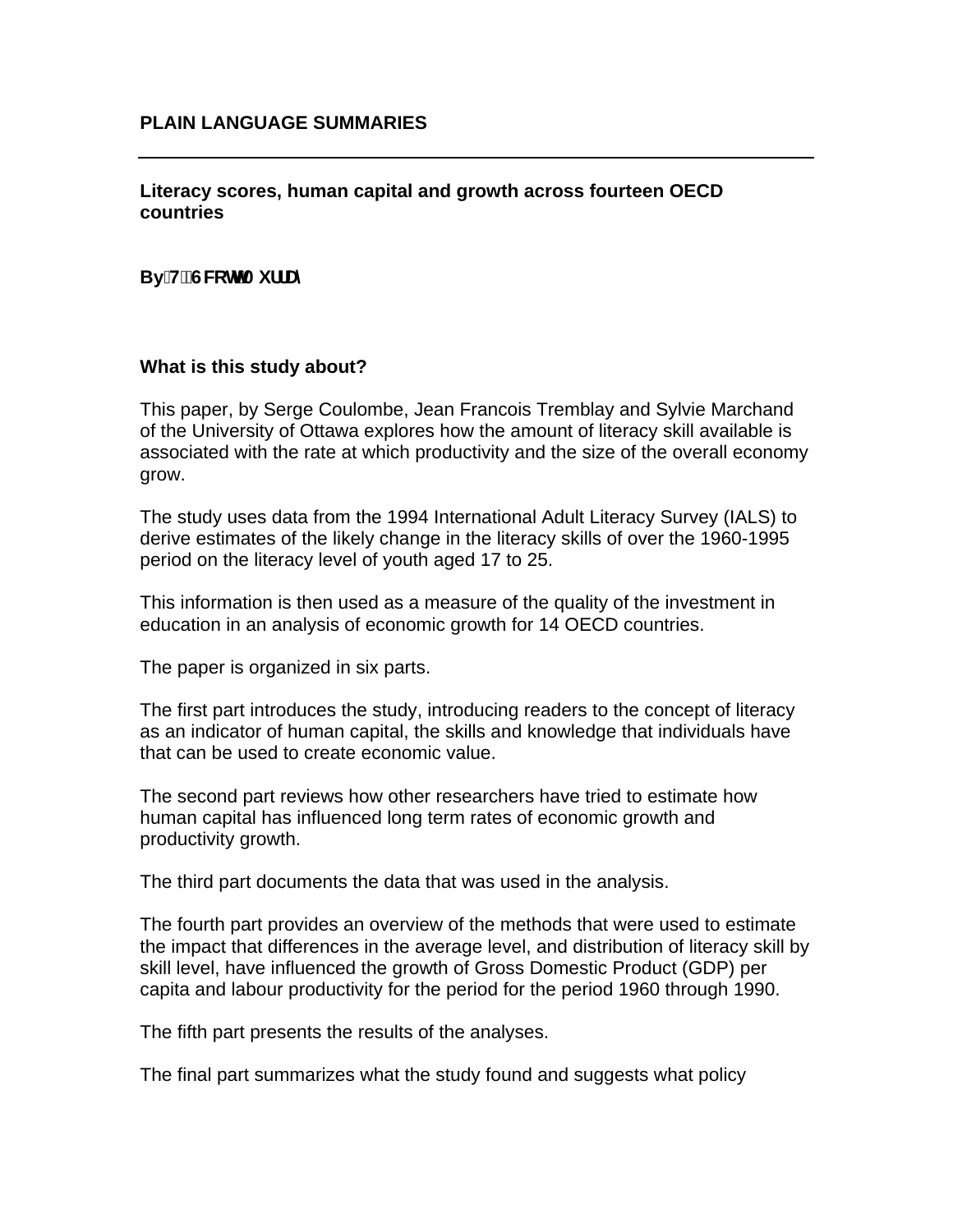# PLAIN LANGUAGE SUMMARIES

---

**Literacy scores, human capital and growth across fourteen OECD countries**

**By T. Scott Murray**

**What is this study about?**

This paper, by Serge Coulombe, Jean Francois Tremblay and Sylvie Marchand of the University of Ottawa explores how the amount of literacy skill available is associated with the rate at which productivity and the size of the overall economy grow.

The study uses data from the 1994 International Adult Literacy Survey (IALS) to derive estimates of the likely change in the literacy skills of over the 1960-1995 period on the literacy level of youth aged 17 to 25.

This information is then used as a measure of the quality of the investment in education in an analysis of economic growth for 14 OECD countries.

The paper is organized in six parts.

The first part introduces the study, introducing readers to the concept of literacy as an indicator of human capital, the skills and knowledge that individuals have that can be used to create economic value.

The second part reviews how other researchers have tried to estimate how human capital has influenced long term rates of economic growth and productivity growth.

The third part documents the data that was used in the analysis.

The fourth part provides an overview of the methods that were used to estimate the impact that differences in the average level, and distribution of literacy skill by skill level, have influenced the growth of Gross Domestic Product (GDP) per capita and labour productivity for the period for the period 1960 through 1990.

The fifth part presents the results of the analyses.

The final part summarizes what the study found and suggests what policy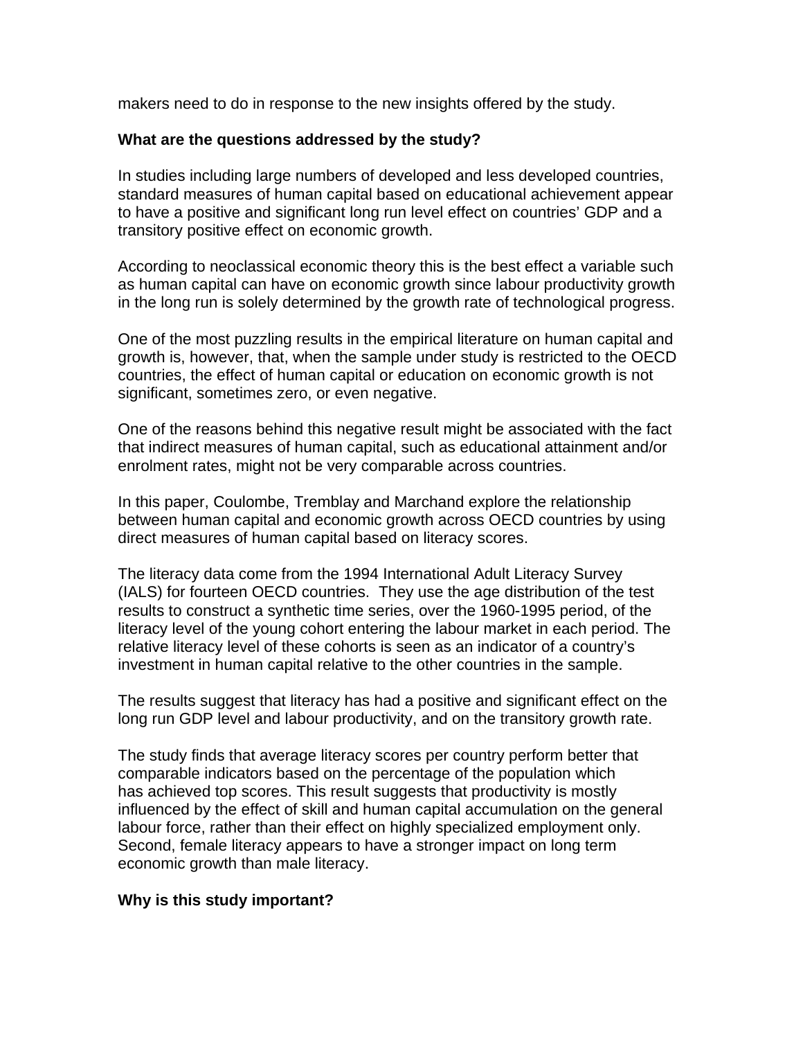makers need to do in response to the new insights offered by the study.

**What are the questions addressed by the study?**

In studies including large numbers of developed and less developed countries, standard measures of human capital based on educational achievement appear to have a positive and significant long run level effect on countries' GDP and a transitory positive effect on economic growth.

According to neoclassical economic theory this is the best effect a variable such as human capital can have on economic growth since labour productivity growth in the long run is solely determined by the growth rate of technological progress.

One of the most puzzling results in the empirical literature on human capital and growth is, however, that, when the sample under study is restricted to the OECD countries, the effect of human capital or education on economic growth is not significant, sometimes zero, or even negative.

One of the reasons behind this negative result might be associated with the fact that indirect measures of human capital, such as educational attainment and/or enrolment rates, might not be very comparable across countries.

In this paper, Coulombe, Tremblay and Marchand explore the relationship between human capital and economic growth across OECD countries by using direct measures of human capital based on literacy scores.

The literacy data come from the 1994 International Adult Literacy Survey (IALS) for fourteen OECD countries. They use the age distribution of the test results to construct a synthetic time series, over the 1960-1995 period, of the literacy level of the young cohort entering the labour market in each period. The relative literacy level of these cohorts is seen as an indicator of a country's investment in human capital relative to the other countries in the sample.

The results suggest that literacy has had a positive and significant effect on the long run GDP level and labour productivity, and on the transitory growth rate.

The study finds that average literacy scores per country perform better that comparable indicators based on the percentage of the population which has achieved top scores. This result suggests that productivity is mostly influenced by the effect of skill and human capital accumulation on the general labour force, rather than their effect on highly specialized employment only. Second, female literacy appears to have a stronger impact on long term economic growth than male literacy.

**Why is this study important?**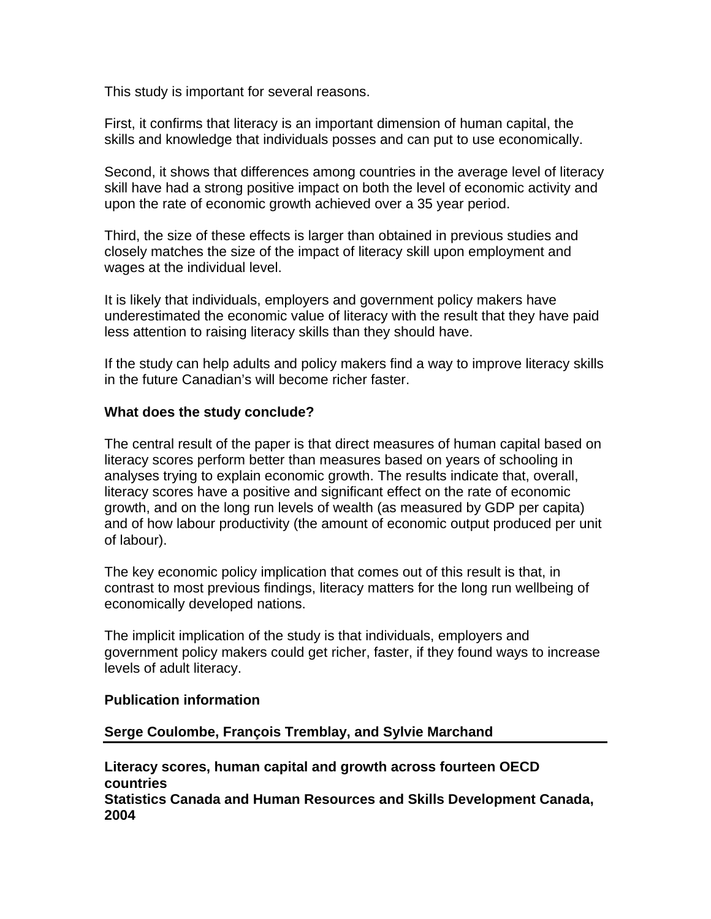This study is important for several reasons.

First, it confirms that literacy is an important dimension of human capital, the skills and knowledge that individuals posses and can put to use economically.

Second, it shows that differences among countries in the average level of literacy skill have had a strong positive impact on both the level of economic activity and upon the rate of economic growth achieved over a 35 year period.

Third, the size of these effects is larger than obtained in previous studies and closely matches the size of the impact of literacy skill upon employment and wages at the individual level.

It is likely that individuals, employers and government policy makers have underestimated the economic value of literacy with the result that they have paid less attention to raising literacy skills than they should have.

If the study can help adults and policy makers find a way to improve literacy skills in the future Canadian's will become richer faster.

**What does the study conclude?**

The central result of the paper is that direct measures of human capital based on literacy scores perform better than measures based on years of schooling in analyses trying to explain economic growth. The results indicate that, overall, literacy scores have a positive and significant effect on the rate of economic growth, and on the long run levels of wealth (as measured by GDP per capita) and of how labour productivity (the amount of economic output produced per unit of labour).

The key economic policy implication that comes out of this result is that, in contrast to most previous findings, literacy matters for the long run wellbeing of economically developed nations.

The implicit implication of the study is that individuals, employers and government policy makers could get richer, faster, if they found ways to increase levels of adult literacy.

**Publication information**

**Serge Coulombe, François Tremblay, and Sylvie Marchand**

---

**Literacy scores, human capital and growth across fourteen OECD countries**
**Statistics Canada and Human Resources and Skills Development Canada, 2004**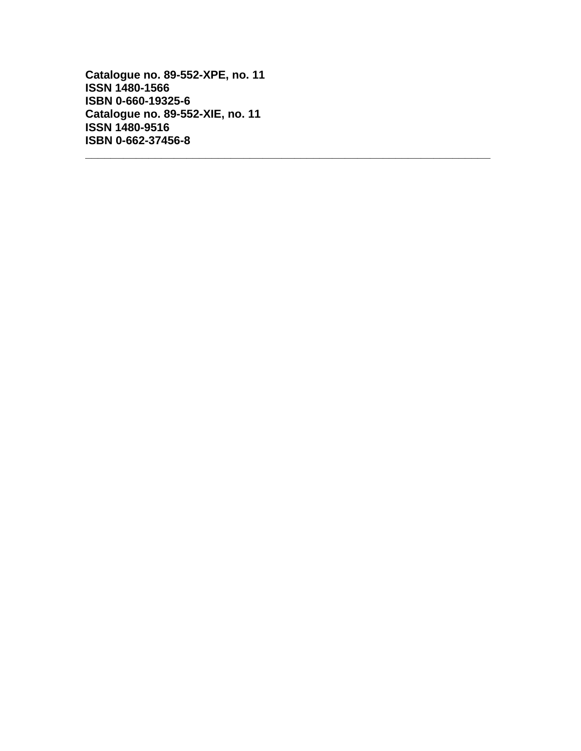**Catalogue no. 89-552-XPE, no. 11**
**ISSN 1480-1566**
**ISBN 0-660-19325-6**
**Catalogue no. 89-552-XIE, no. 11**
**ISSN 1480-9516**
**ISBN 0-662-37456-8**

---